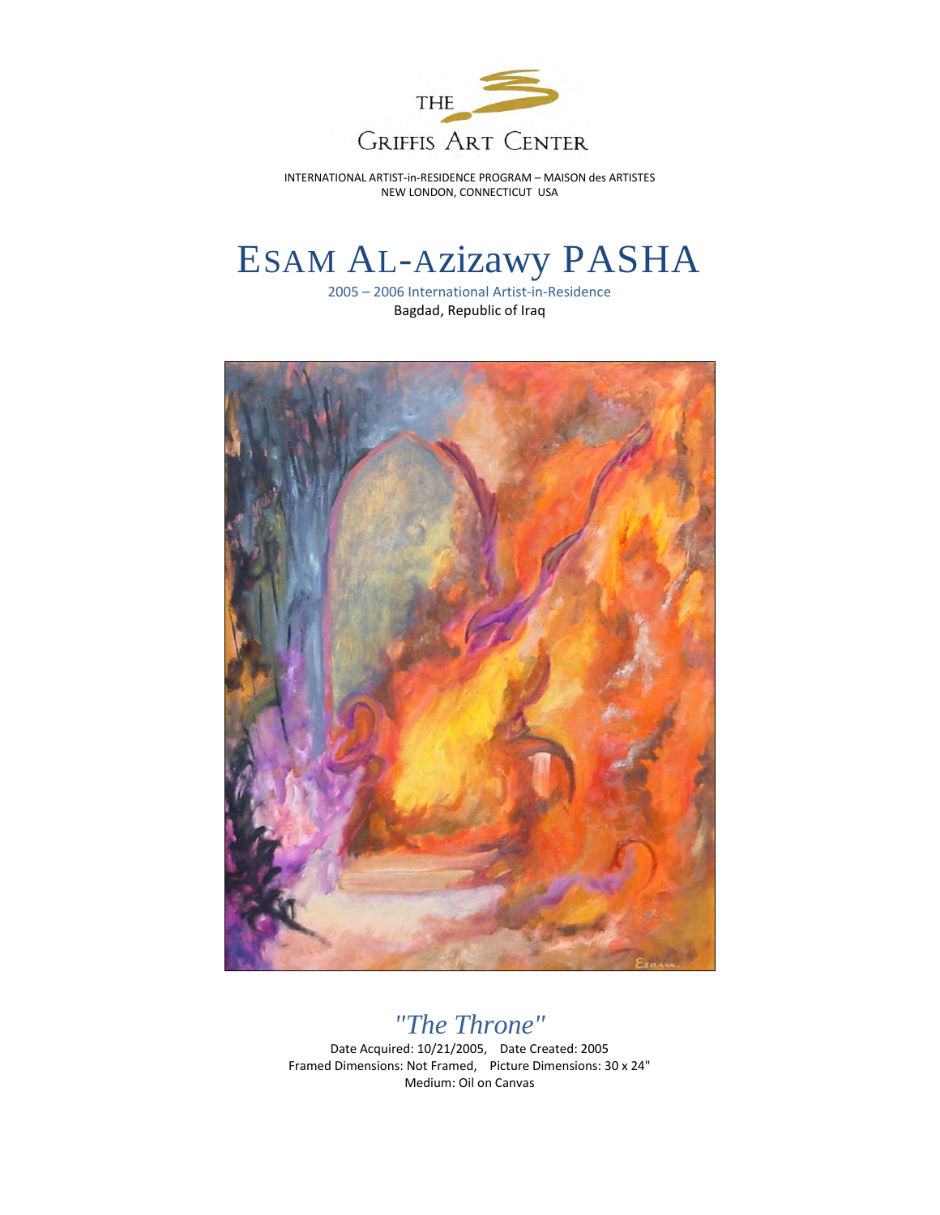THE GRIFFIS ART CENTER

INTERNATIONAL ARTIST-in-RESIDENCE PROGRAM – MAISON des ARTISTES
NEW LONDON, CONNECTICUT USA

# ESAM AL-Azizawy PASHA

2005 – 2006 International Artist-in-Residence
Bagdad, Republic of Iraq

## *"The Throne"*

Date Acquired: 10/21/2005, Date Created: 2005
Framed Dimensions: Not Framed, Picture Dimensions: 30 x 24"
Medium: Oil on Canvas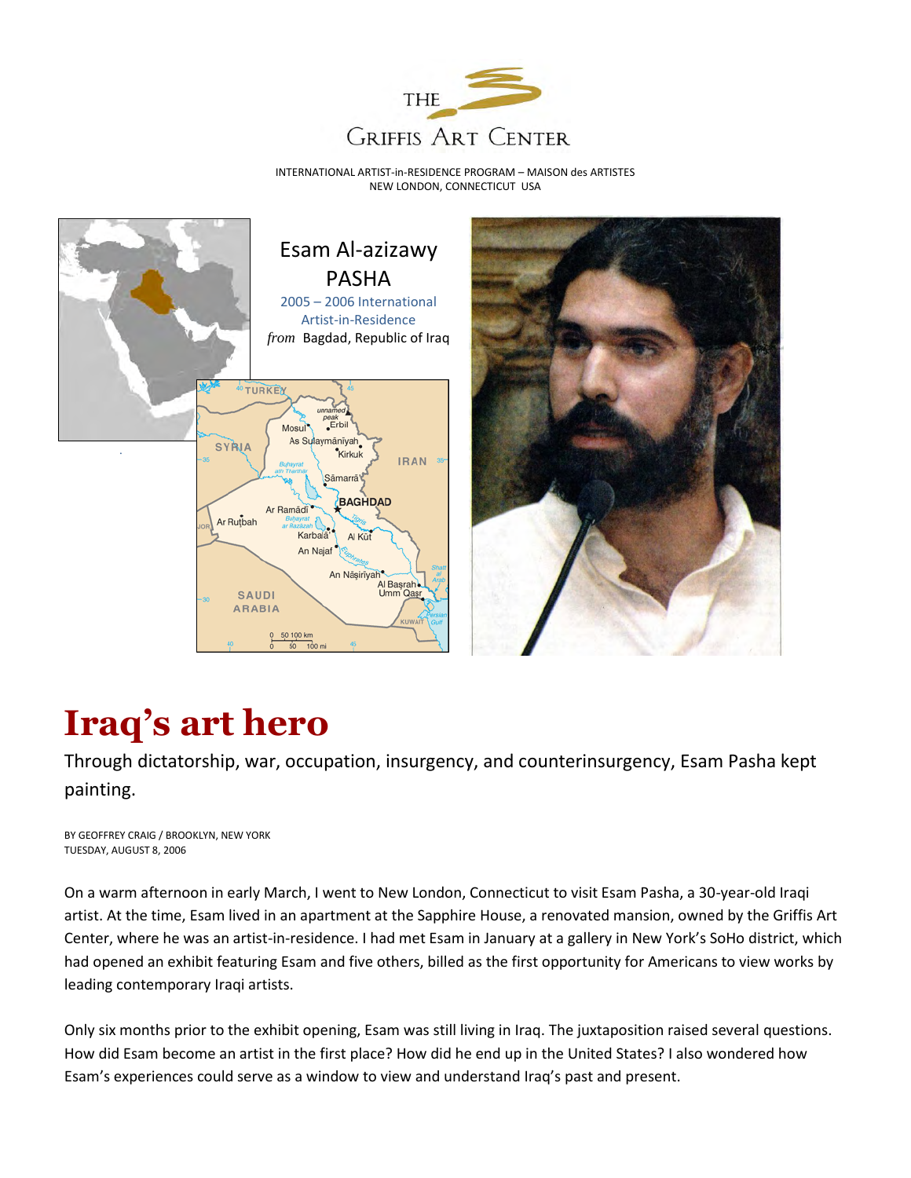THE GRIFFIS ART CENTER

INTERNATIONAL ARTIST-in-RESIDENCE PROGRAM – MAISON des ARTISTES
NEW LONDON, CONNECTICUT USA

Esam Al-azizawy
PASHA

2005 – 2006 International Artist-in-Residence

*from* Bagdad, Republic of Iraq

# Iraq's art hero

Through dictatorship, war, occupation, insurgency, and counterinsurgency, Esam Pasha kept painting.

BY GEOFFREY CRAIG / BROOKLYN, NEW YORK
TUESDAY, AUGUST 8, 2006

On a warm afternoon in early March, I went to New London, Connecticut to visit Esam Pasha, a 30-year-old Iraqi artist. At the time, Esam lived in an apartment at the Sapphire House, a renovated mansion, owned by the Griffis Art Center, where he was an artist-in-residence. I had met Esam in January at a gallery in New York's SoHo district, which had opened an exhibit featuring Esam and five others, billed as the first opportunity for Americans to view works by leading contemporary Iraqi artists.

Only six months prior to the exhibit opening, Esam was still living in Iraq. The juxtaposition raised several questions. How did Esam become an artist in the first place? How did he end up in the United States? I also wondered how Esam's experiences could serve as a window to view and understand Iraq's past and present.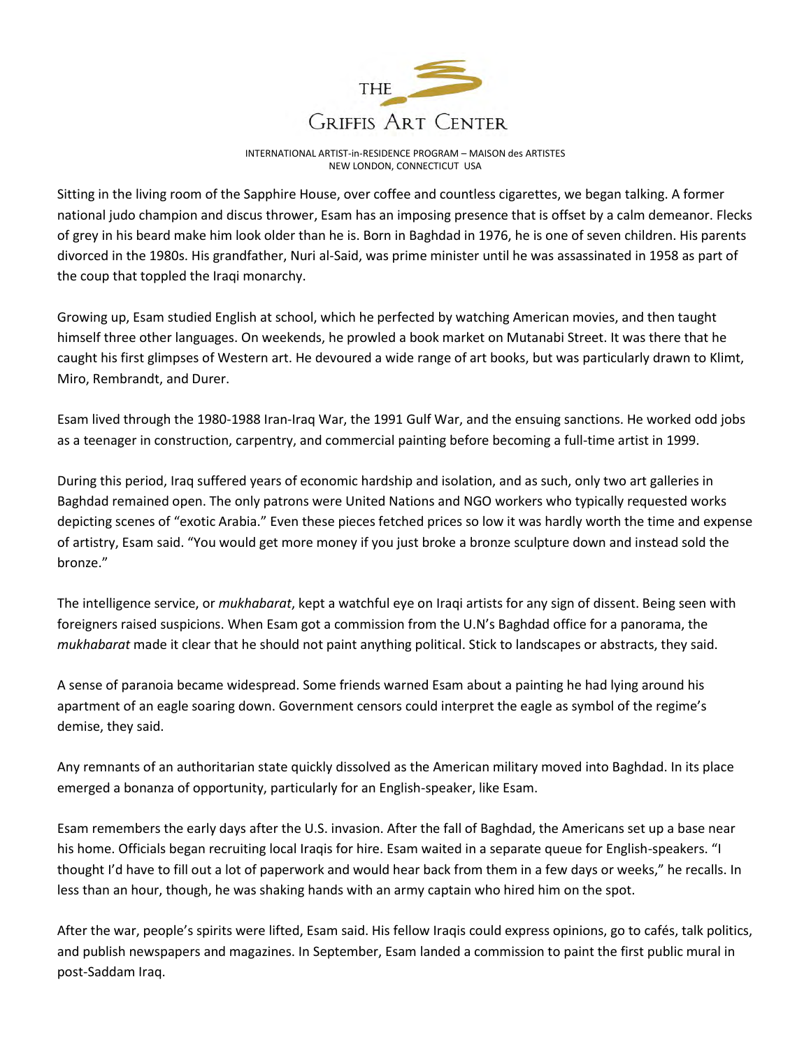Sitting in the living room of the Sapphire House, over coffee and countless cigarettes, we began talking. A former national judo champion and discus thrower, Esam has an imposing presence that is offset by a calm demeanor. Flecks of grey in his beard make him look older than he is. Born in Baghdad in 1976, he is one of seven children. His parents divorced in the 1980s. His grandfather, Nuri al-Said, was prime minister until he was assassinated in 1958 as part of the coup that toppled the Iraqi monarchy.

Growing up, Esam studied English at school, which he perfected by watching American movies, and then taught himself three other languages. On weekends, he prowled a book market on Mutanabi Street. It was there that he caught his first glimpses of Western art. He devoured a wide range of art books, but was particularly drawn to Klimt, Miro, Rembrandt, and Durer.

Esam lived through the 1980-1988 Iran-Iraq War, the 1991 Gulf War, and the ensuing sanctions. He worked odd jobs as a teenager in construction, carpentry, and commercial painting before becoming a full-time artist in 1999.

During this period, Iraq suffered years of economic hardship and isolation, and as such, only two art galleries in Baghdad remained open. The only patrons were United Nations and NGO workers who typically requested works depicting scenes of "exotic Arabia." Even these pieces fetched prices so low it was hardly worth the time and expense of artistry, Esam said. "You would get more money if you just broke a bronze sculpture down and instead sold the bronze."

The intelligence service, or *mukhabarat*, kept a watchful eye on Iraqi artists for any sign of dissent. Being seen with foreigners raised suspicions. When Esam got a commission from the U.N's Baghdad office for a panorama, the *mukhabarat* made it clear that he should not paint anything political. Stick to landscapes or abstracts, they said.

A sense of paranoia became widespread. Some friends warned Esam about a painting he had lying around his apartment of an eagle soaring down. Government censors could interpret the eagle as symbol of the regime's demise, they said.

Any remnants of an authoritarian state quickly dissolved as the American military moved into Baghdad. In its place emerged a bonanza of opportunity, particularly for an English-speaker, like Esam.

Esam remembers the early days after the U.S. invasion. After the fall of Baghdad, the Americans set up a base near his home. Officials began recruiting local Iraqis for hire. Esam waited in a separate queue for English-speakers. "I thought I'd have to fill out a lot of paperwork and would hear back from them in a few days or weeks," he recalls. In less than an hour, though, he was shaking hands with an army captain who hired him on the spot.

After the war, people's spirits were lifted, Esam said. His fellow Iraqis could express opinions, go to cafés, talk politics, and publish newspapers and magazines. In September, Esam landed a commission to paint the first public mural in post-Saddam Iraq.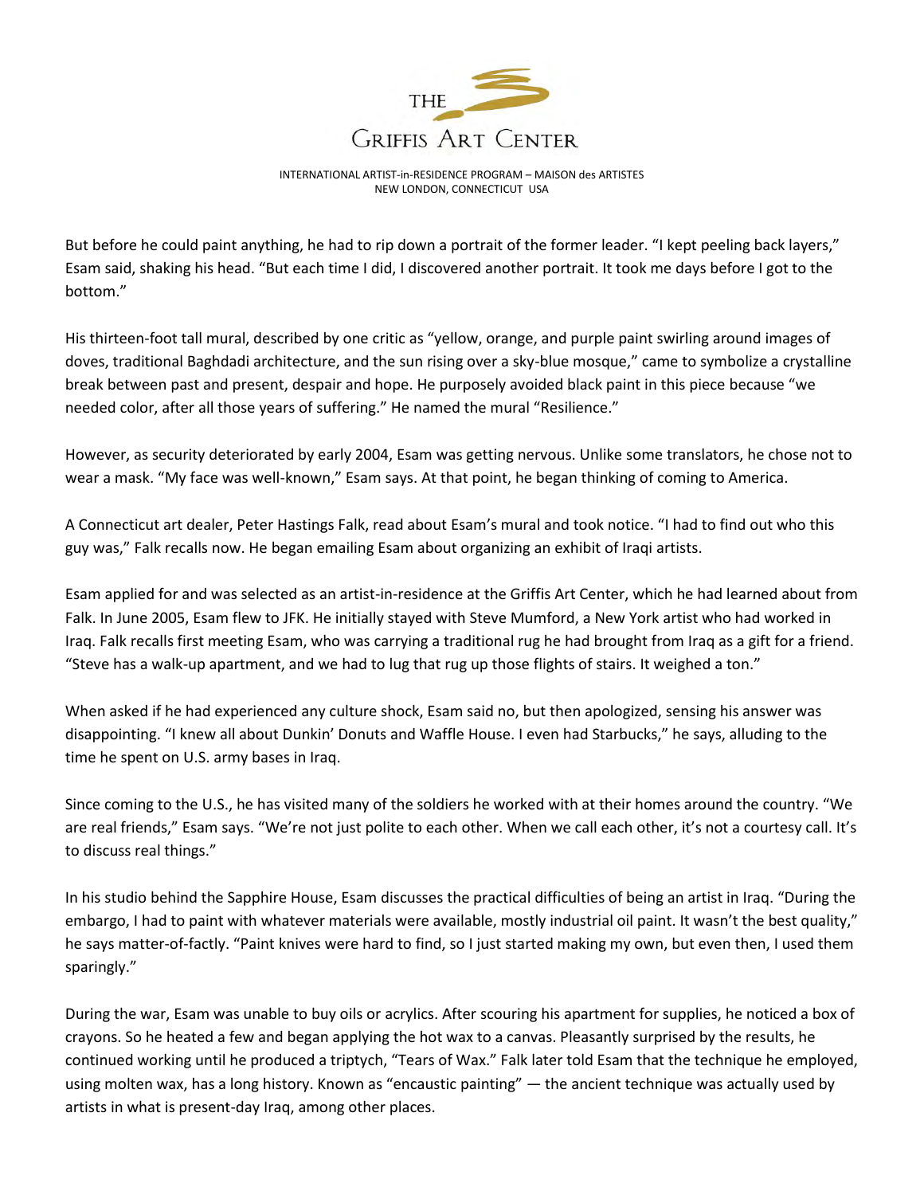But before he could paint anything, he had to rip down a portrait of the former leader. "I kept peeling back layers," Esam said, shaking his head. "But each time I did, I discovered another portrait. It took me days before I got to the bottom."

His thirteen-foot tall mural, described by one critic as "yellow, orange, and purple paint swirling around images of doves, traditional Baghdadi architecture, and the sun rising over a sky-blue mosque," came to symbolize a crystalline break between past and present, despair and hope. He purposely avoided black paint in this piece because "we needed color, after all those years of suffering." He named the mural "Resilience."

However, as security deteriorated by early 2004, Esam was getting nervous. Unlike some translators, he chose not to wear a mask. "My face was well-known," Esam says. At that point, he began thinking of coming to America.

A Connecticut art dealer, Peter Hastings Falk, read about Esam's mural and took notice. "I had to find out who this guy was," Falk recalls now. He began emailing Esam about organizing an exhibit of Iraqi artists.

Esam applied for and was selected as an artist-in-residence at the Griffis Art Center, which he had learned about from Falk. In June 2005, Esam flew to JFK. He initially stayed with Steve Mumford, a New York artist who had worked in Iraq. Falk recalls first meeting Esam, who was carrying a traditional rug he had brought from Iraq as a gift for a friend. "Steve has a walk-up apartment, and we had to lug that rug up those flights of stairs. It weighed a ton."

When asked if he had experienced any culture shock, Esam said no, but then apologized, sensing his answer was disappointing. "I knew all about Dunkin' Donuts and Waffle House. I even had Starbucks," he says, alluding to the time he spent on U.S. army bases in Iraq.

Since coming to the U.S., he has visited many of the soldiers he worked with at their homes around the country. "We are real friends," Esam says. "We're not just polite to each other. When we call each other, it's not a courtesy call. It's to discuss real things."

In his studio behind the Sapphire House, Esam discusses the practical difficulties of being an artist in Iraq. "During the embargo, I had to paint with whatever materials were available, mostly industrial oil paint. It wasn't the best quality," he says matter-of-factly. "Paint knives were hard to find, so I just started making my own, but even then, I used them sparingly."

During the war, Esam was unable to buy oils or acrylics. After scouring his apartment for supplies, he noticed a box of crayons. So he heated a few and began applying the hot wax to a canvas. Pleasantly surprised by the results, he continued working until he produced a triptych, "Tears of Wax." Falk later told Esam that the technique he employed, using molten wax, has a long history. Known as "encaustic painting" — the ancient technique was actually used by artists in what is present-day Iraq, among other places.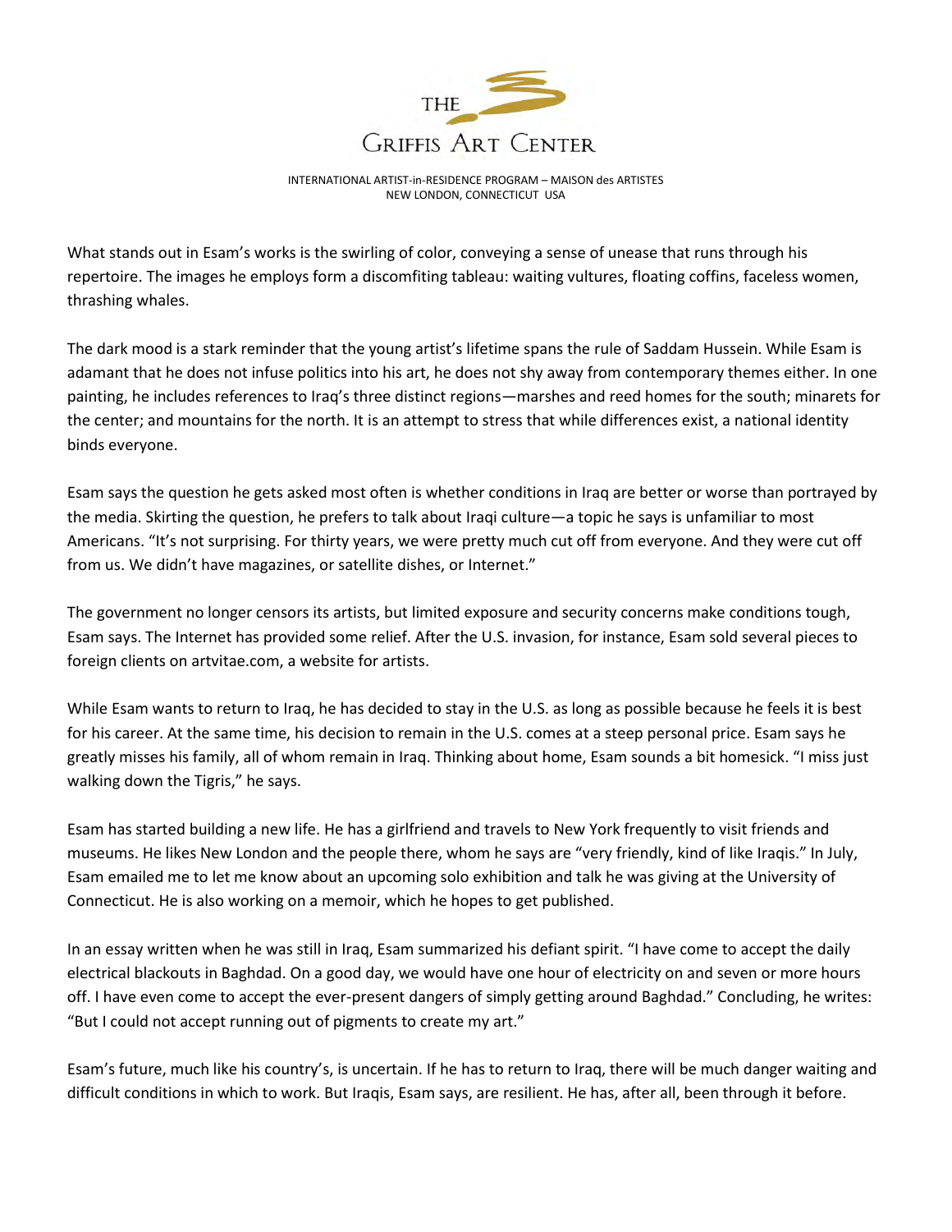What stands out in Esam's works is the swirling of color, conveying a sense of unease that runs through his repertoire. The images he employs form a discomfiting tableau: waiting vultures, floating coffins, faceless women, thrashing whales.

The dark mood is a stark reminder that the young artist's lifetime spans the rule of Saddam Hussein. While Esam is adamant that he does not infuse politics into his art, he does not shy away from contemporary themes either. In one painting, he includes references to Iraq's three distinct regions—marshes and reed homes for the south; minarets for the center; and mountains for the north. It is an attempt to stress that while differences exist, a national identity binds everyone.

Esam says the question he gets asked most often is whether conditions in Iraq are better or worse than portrayed by the media. Skirting the question, he prefers to talk about Iraqi culture—a topic he says is unfamiliar to most Americans. "It's not surprising. For thirty years, we were pretty much cut off from everyone. And they were cut off from us. We didn't have magazines, or satellite dishes, or Internet."

The government no longer censors its artists, but limited exposure and security concerns make conditions tough, Esam says. The Internet has provided some relief. After the U.S. invasion, for instance, Esam sold several pieces to foreign clients on artvitae.com, a website for artists.

While Esam wants to return to Iraq, he has decided to stay in the U.S. as long as possible because he feels it is best for his career. At the same time, his decision to remain in the U.S. comes at a steep personal price. Esam says he greatly misses his family, all of whom remain in Iraq. Thinking about home, Esam sounds a bit homesick. "I miss just walking down the Tigris," he says.

Esam has started building a new life. He has a girlfriend and travels to New York frequently to visit friends and museums. He likes New London and the people there, whom he says are "very friendly, kind of like Iraqis." In July, Esam emailed me to let me know about an upcoming solo exhibition and talk he was giving at the University of Connecticut. He is also working on a memoir, which he hopes to get published.

In an essay written when he was still in Iraq, Esam summarized his defiant spirit. "I have come to accept the daily electrical blackouts in Baghdad. On a good day, we would have one hour of electricity on and seven or more hours off. I have even come to accept the ever-present dangers of simply getting around Baghdad." Concluding, he writes: "But I could not accept running out of pigments to create my art."

Esam's future, much like his country's, is uncertain. If he has to return to Iraq, there will be much danger waiting and difficult conditions in which to work. But Iraqis, Esam says, are resilient. He has, after all, been through it before.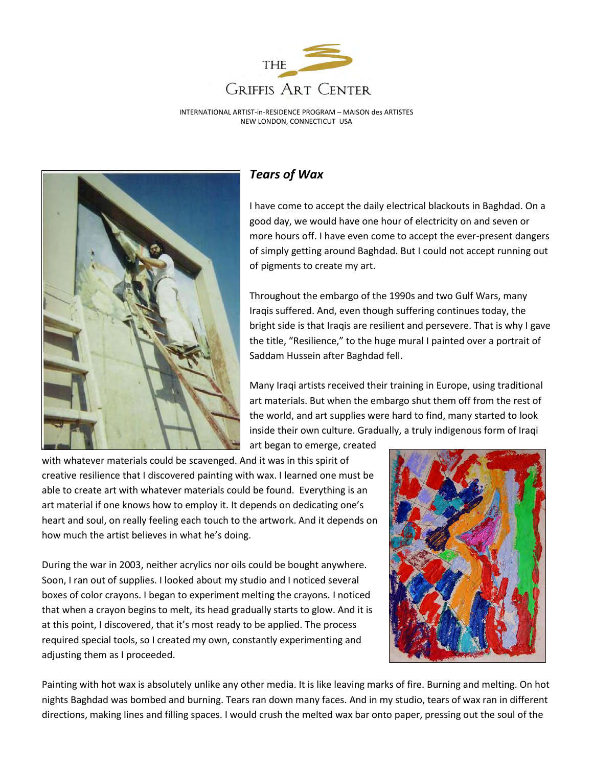### *Tears of Wax*

I have come to accept the daily electrical blackouts in Baghdad. On a good day, we would have one hour of electricity on and seven or more hours off. I have even come to accept the ever-present dangers of simply getting around Baghdad. But I could not accept running out of pigments to create my art.

Throughout the embargo of the 1990s and two Gulf Wars, many Iraqis suffered. And, even though suffering continues today, the bright side is that Iraqis are resilient and persevere. That is why I gave the title, "Resilience," to the huge mural I painted over a portrait of Saddam Hussein after Baghdad fell.

Many Iraqi artists received their training in Europe, using traditional art materials. But when the embargo shut them off from the rest of the world, and art supplies were hard to find, many started to look inside their own culture. Gradually, a truly indigenous form of Iraqi art began to emerge, created with whatever materials could be scavenged. And it was in this spirit of creative resilience that I discovered painting with wax. I learned one must be able to create art with whatever materials could be found. Everything is an art material if one knows how to employ it. It depends on dedicating one's heart and soul, on really feeling each touch to the artwork. And it depends on how much the artist believes in what he's doing.

During the war in 2003, neither acrylics nor oils could be bought anywhere. Soon, I ran out of supplies. I looked about my studio and I noticed several boxes of color crayons. I began to experiment melting the crayons. I noticed that when a crayon begins to melt, its head gradually starts to glow. And it is at this point, I discovered, that it's most ready to be applied. The process required special tools, so I created my own, constantly experimenting and adjusting them as I proceeded.

Painting with hot wax is absolutely unlike any other media. It is like leaving marks of fire. Burning and melting. On hot nights Baghdad was bombed and burning. Tears ran down many faces. And in my studio, tears of wax ran in different directions, making lines and filling spaces. I would crush the melted wax bar onto paper, pressing out the soul of the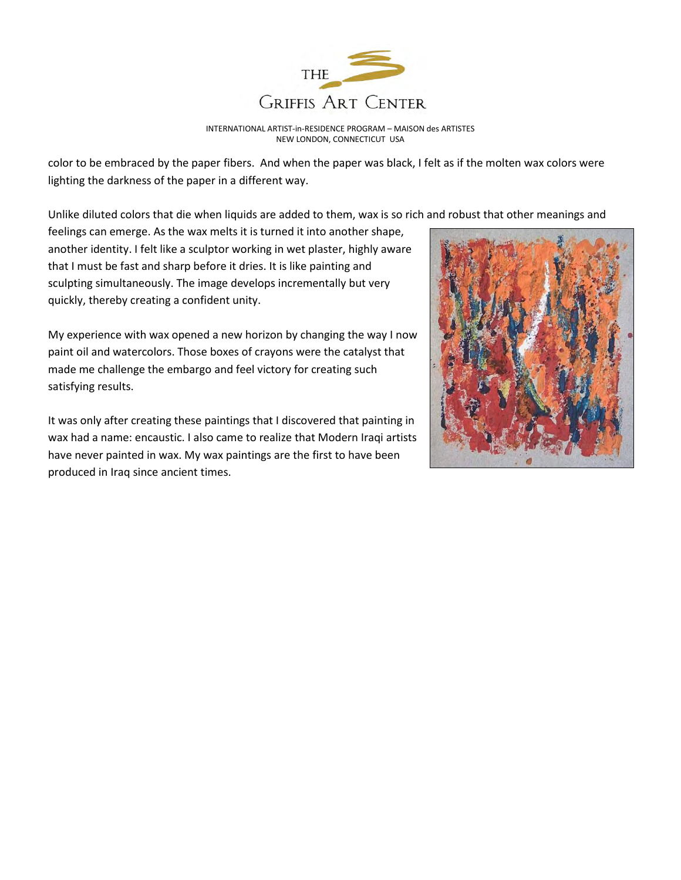color to be embraced by the paper fibers. And when the paper was black, I felt as if the molten wax colors were lighting the darkness of the paper in a different way.

Unlike diluted colors that die when liquids are added to them, wax is so rich and robust that other meanings and feelings can emerge. As the wax melts it is turned it into another shape, another identity. I felt like a sculptor working in wet plaster, highly aware that I must be fast and sharp before it dries. It is like painting and sculpting simultaneously. The image develops incrementally but very quickly, thereby creating a confident unity.

My experience with wax opened a new horizon by changing the way I now paint oil and watercolors. Those boxes of crayons were the catalyst that made me challenge the embargo and feel victory for creating such satisfying results.

It was only after creating these paintings that I discovered that painting in wax had a name: encaustic. I also came to realize that Modern Iraqi artists have never painted in wax. My wax paintings are the first to have been produced in Iraq since ancient times.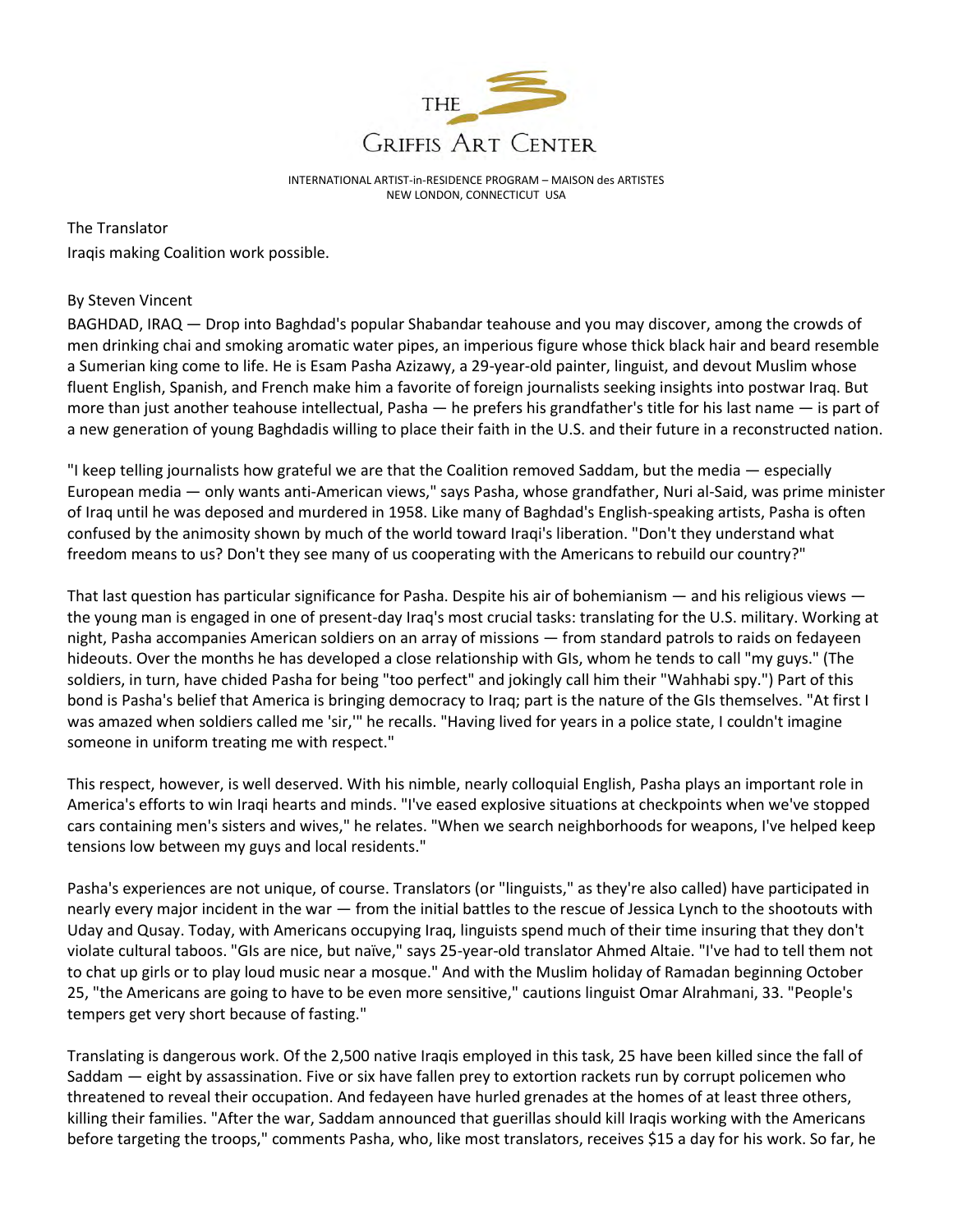The Translator

Iraqis making Coalition work possible.

By Steven Vincent

BAGHDAD, IRAQ — Drop into Baghdad's popular Shabandar teahouse and you may discover, among the crowds of men drinking chai and smoking aromatic water pipes, an imperious figure whose thick black hair and beard resemble a Sumerian king come to life. He is Esam Pasha Azizawy, a 29-year-old painter, linguist, and devout Muslim whose fluent English, Spanish, and French make him a favorite of foreign journalists seeking insights into postwar Iraq. But more than just another teahouse intellectual, Pasha — he prefers his grandfather's title for his last name — is part of a new generation of young Baghdadis willing to place their faith in the U.S. and their future in a reconstructed nation.

"I keep telling journalists how grateful we are that the Coalition removed Saddam, but the media — especially European media — only wants anti-American views," says Pasha, whose grandfather, Nuri al-Said, was prime minister of Iraq until he was deposed and murdered in 1958. Like many of Baghdad's English-speaking artists, Pasha is often confused by the animosity shown by much of the world toward Iraqi's liberation. "Don't they understand what freedom means to us? Don't they see many of us cooperating with the Americans to rebuild our country?"

That last question has particular significance for Pasha. Despite his air of bohemianism — and his religious views — the young man is engaged in one of present-day Iraq's most crucial tasks: translating for the U.S. military. Working at night, Pasha accompanies American soldiers on an array of missions — from standard patrols to raids on fedayeen hideouts. Over the months he has developed a close relationship with GIs, whom he tends to call "my guys." (The soldiers, in turn, have chided Pasha for being "too perfect" and jokingly call him their "Wahhabi spy.") Part of this bond is Pasha's belief that America is bringing democracy to Iraq; part is the nature of the GIs themselves. "At first I was amazed when soldiers called me 'sir,'" he recalls. "Having lived for years in a police state, I couldn't imagine someone in uniform treating me with respect."

This respect, however, is well deserved. With his nimble, nearly colloquial English, Pasha plays an important role in America's efforts to win Iraqi hearts and minds. "I've eased explosive situations at checkpoints when we've stopped cars containing men's sisters and wives," he relates. "When we search neighborhoods for weapons, I've helped keep tensions low between my guys and local residents."

Pasha's experiences are not unique, of course. Translators (or "linguists," as they're also called) have participated in nearly every major incident in the war — from the initial battles to the rescue of Jessica Lynch to the shootouts with Uday and Qusay. Today, with Americans occupying Iraq, linguists spend much of their time insuring that they don't violate cultural taboos. "GIs are nice, but naïve," says 25-year-old translator Ahmed Altaie. "I've had to tell them not to chat up girls or to play loud music near a mosque." And with the Muslim holiday of Ramadan beginning October 25, "the Americans are going to have to be even more sensitive," cautions linguist Omar Alrahmani, 33. "People's tempers get very short because of fasting."

Translating is dangerous work. Of the 2,500 native Iraqis employed in this task, 25 have been killed since the fall of Saddam — eight by assassination. Five or six have fallen prey to extortion rackets run by corrupt policemen who threatened to reveal their occupation. And fedayeen have hurled grenades at the homes of at least three others, killing their families. "After the war, Saddam announced that guerillas should kill Iraqis working with the Americans before targeting the troops," comments Pasha, who, like most translators, receives $15 a day for his work. So far, he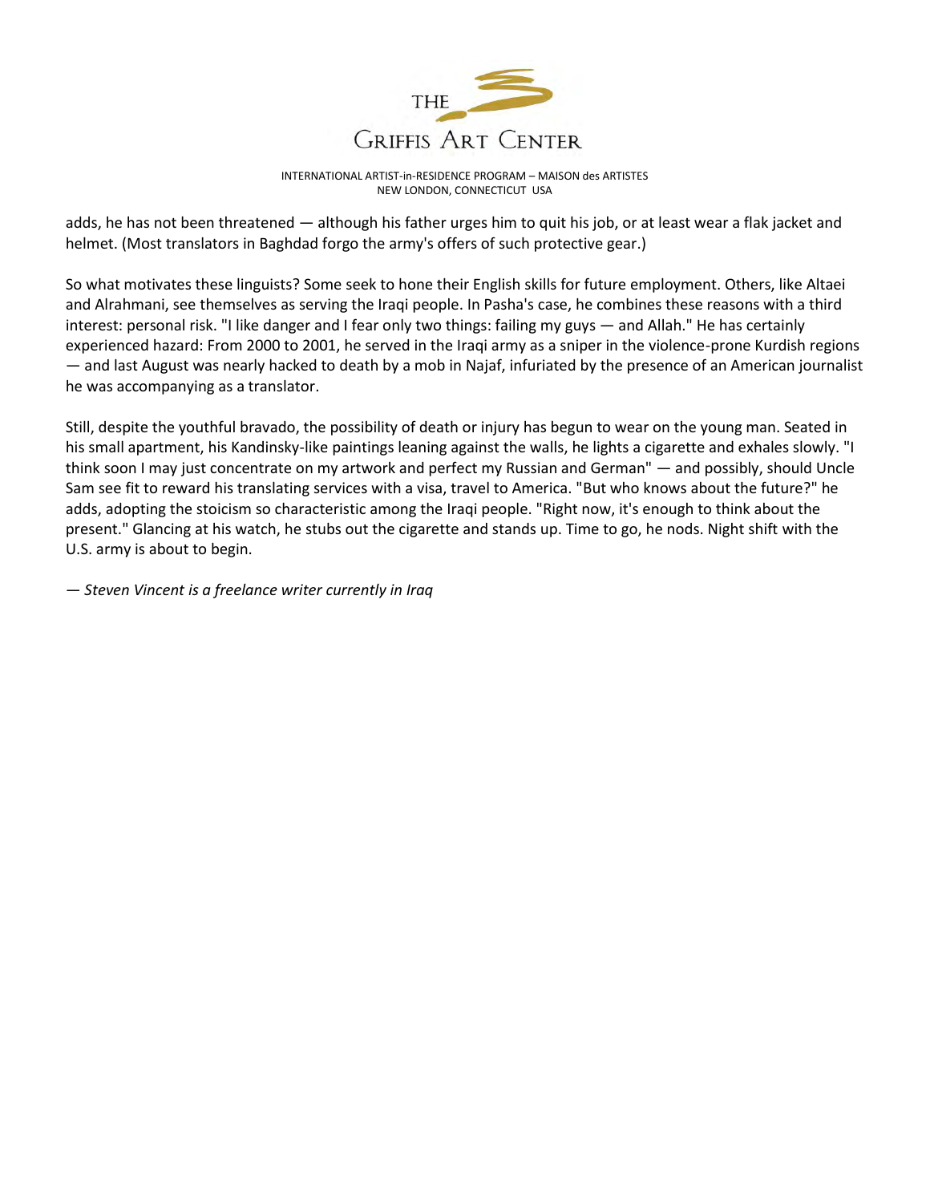adds, he has not been threatened — although his father urges him to quit his job, or at least wear a flak jacket and helmet. (Most translators in Baghdad forgo the army's offers of such protective gear.)

So what motivates these linguists? Some seek to hone their English skills for future employment. Others, like Altaei and Alrahmani, see themselves as serving the Iraqi people. In Pasha's case, he combines these reasons with a third interest: personal risk. "I like danger and I fear only two things: failing my guys — and Allah." He has certainly experienced hazard: From 2000 to 2001, he served in the Iraqi army as a sniper in the violence-prone Kurdish regions — and last August was nearly hacked to death by a mob in Najaf, infuriated by the presence of an American journalist he was accompanying as a translator.

Still, despite the youthful bravado, the possibility of death or injury has begun to wear on the young man. Seated in his small apartment, his Kandinsky-like paintings leaning against the walls, he lights a cigarette and exhales slowly. "I think soon I may just concentrate on my artwork and perfect my Russian and German" — and possibly, should Uncle Sam see fit to reward his translating services with a visa, travel to America. "But who knows about the future?" he adds, adopting the stoicism so characteristic among the Iraqi people. "Right now, it's enough to think about the present." Glancing at his watch, he stubs out the cigarette and stands up. Time to go, he nods. Night shift with the U.S. army is about to begin.

*— Steven Vincent is a freelance writer currently in Iraq*